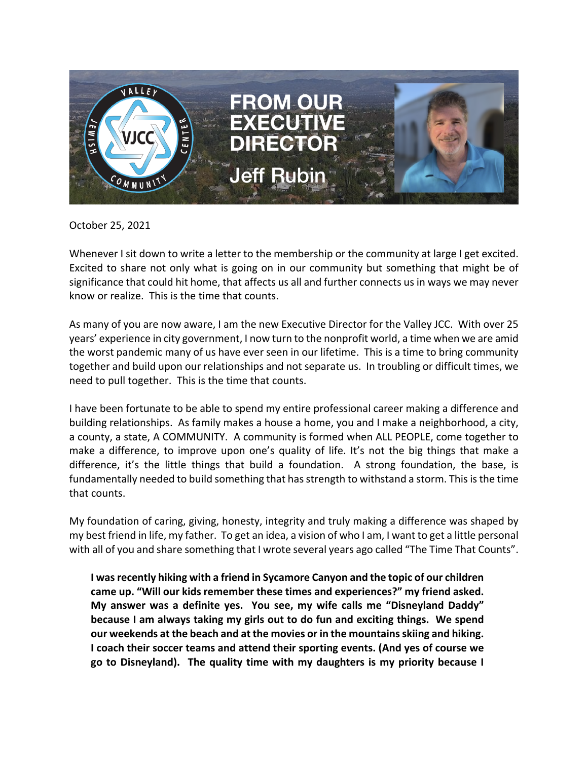# FROM OUR EXECUTIVE DIRECTOR

## Jeff Rubin

October 25, 2021

Whenever I sit down to write a letter to the membership or the community at large I get excited. Excited to share not only what is going on in our community but something that might be of significance that could hit home, that affects us all and further connects us in ways we may never know or realize. This is the time that counts.

As many of you are now aware, I am the new Executive Director for the Valley JCC. With over 25 years' experience in city government, I now turn to the nonprofit world, a time when we are amid the worst pandemic many of us have ever seen in our lifetime. This is a time to bring community together and build upon our relationships and not separate us. In troubling or difficult times, we need to pull together. This is the time that counts.

I have been fortunate to be able to spend my entire professional career making a difference and building relationships. As family makes a house a home, you and I make a neighborhood, a city, a county, a state, A COMMUNITY. A community is formed when ALL PEOPLE, come together to make a difference, to improve upon one's quality of life. It's not the big things that make a difference, it's the little things that build a foundation. A strong foundation, the base, is fundamentally needed to build something that has strength to withstand a storm. This is the time that counts.

My foundation of caring, giving, honesty, integrity and truly making a difference was shaped by my best friend in life, my father. To get an idea, a vision of who I am, I want to get a little personal with all of you and share something that I wrote several years ago called "The Time That Counts".

> **I was recently hiking with a friend in Sycamore Canyon and the topic of our children came up. "Will our kids remember these times and experiences?" my friend asked. My answer was a definite yes. You see, my wife calls me "Disneyland Daddy" because I am always taking my girls out to do fun and exciting things. We spend our weekends at the beach and at the movies or in the mountains skiing and hiking. I coach their soccer teams and attend their sporting events. (And yes of course we go to Disneyland). The quality time with my daughters is my priority because I**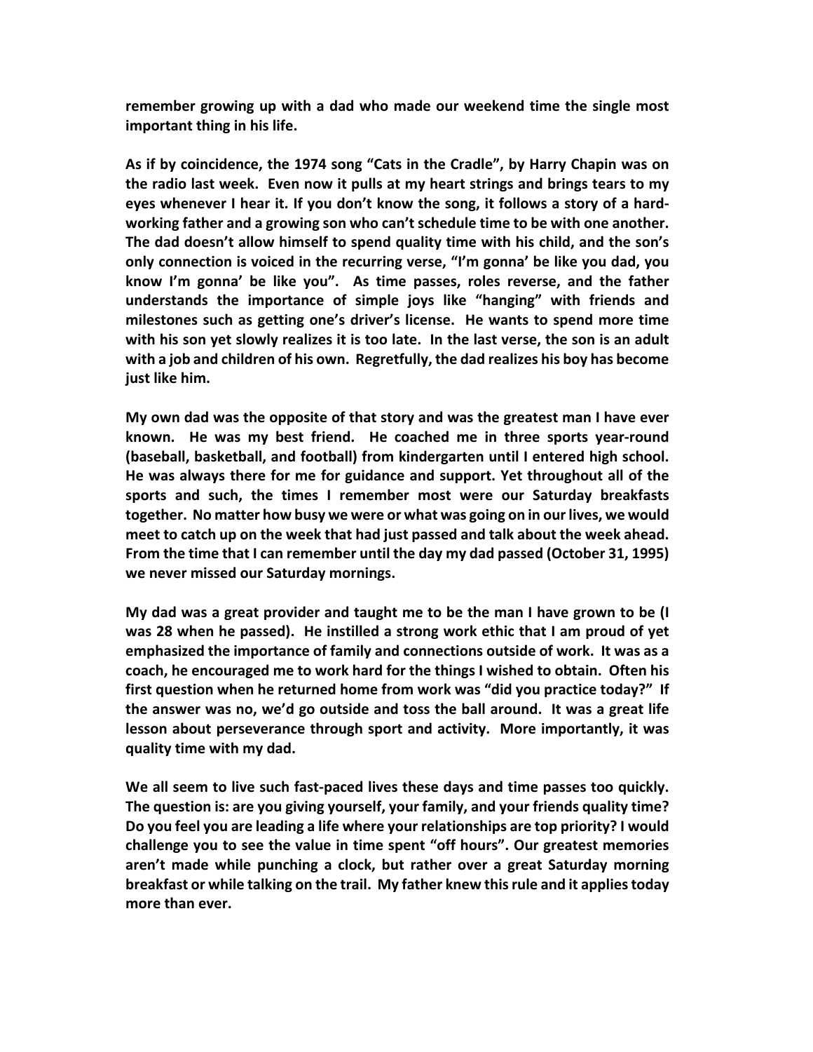**remember growing up with a dad who made our weekend time the single most important thing in his life.**

**As if by coincidence, the 1974 song "Cats in the Cradle", by Harry Chapin was on the radio last week. Even now it pulls at my heart strings and brings tears to my eyes whenever I hear it. If you don't know the song, it follows a story of a hard-working father and a growing son who can't schedule time to be with one another. The dad doesn't allow himself to spend quality time with his child, and the son's only connection is voiced in the recurring verse, "I'm gonna' be like you dad, you know I'm gonna' be like you". As time passes, roles reverse, and the father understands the importance of simple joys like "hanging" with friends and milestones such as getting one's driver's license. He wants to spend more time with his son yet slowly realizes it is too late. In the last verse, the son is an adult with a job and children of his own. Regretfully, the dad realizes his boy has become just like him.**

**My own dad was the opposite of that story and was the greatest man I have ever known. He was my best friend. He coached me in three sports year-round (baseball, basketball, and football) from kindergarten until I entered high school. He was always there for me for guidance and support. Yet throughout all of the sports and such, the times I remember most were our Saturday breakfasts together. No matter how busy we were or what was going on in our lives, we would meet to catch up on the week that had just passed and talk about the week ahead. From the time that I can remember until the day my dad passed (October 31, 1995) we never missed our Saturday mornings.**

**My dad was a great provider and taught me to be the man I have grown to be (I was 28 when he passed). He instilled a strong work ethic that I am proud of yet emphasized the importance of family and connections outside of work. It was as a coach, he encouraged me to work hard for the things I wished to obtain. Often his first question when he returned home from work was "did you practice today?" If the answer was no, we'd go outside and toss the ball around. It was a great life lesson about perseverance through sport and activity. More importantly, it was quality time with my dad.**

**We all seem to live such fast-paced lives these days and time passes too quickly. The question is: are you giving yourself, your family, and your friends quality time? Do you feel you are leading a life where your relationships are top priority? I would challenge you to see the value in time spent "off hours". Our greatest memories aren't made while punching a clock, but rather over a great Saturday morning breakfast or while talking on the trail. My father knew this rule and it applies today more than ever.**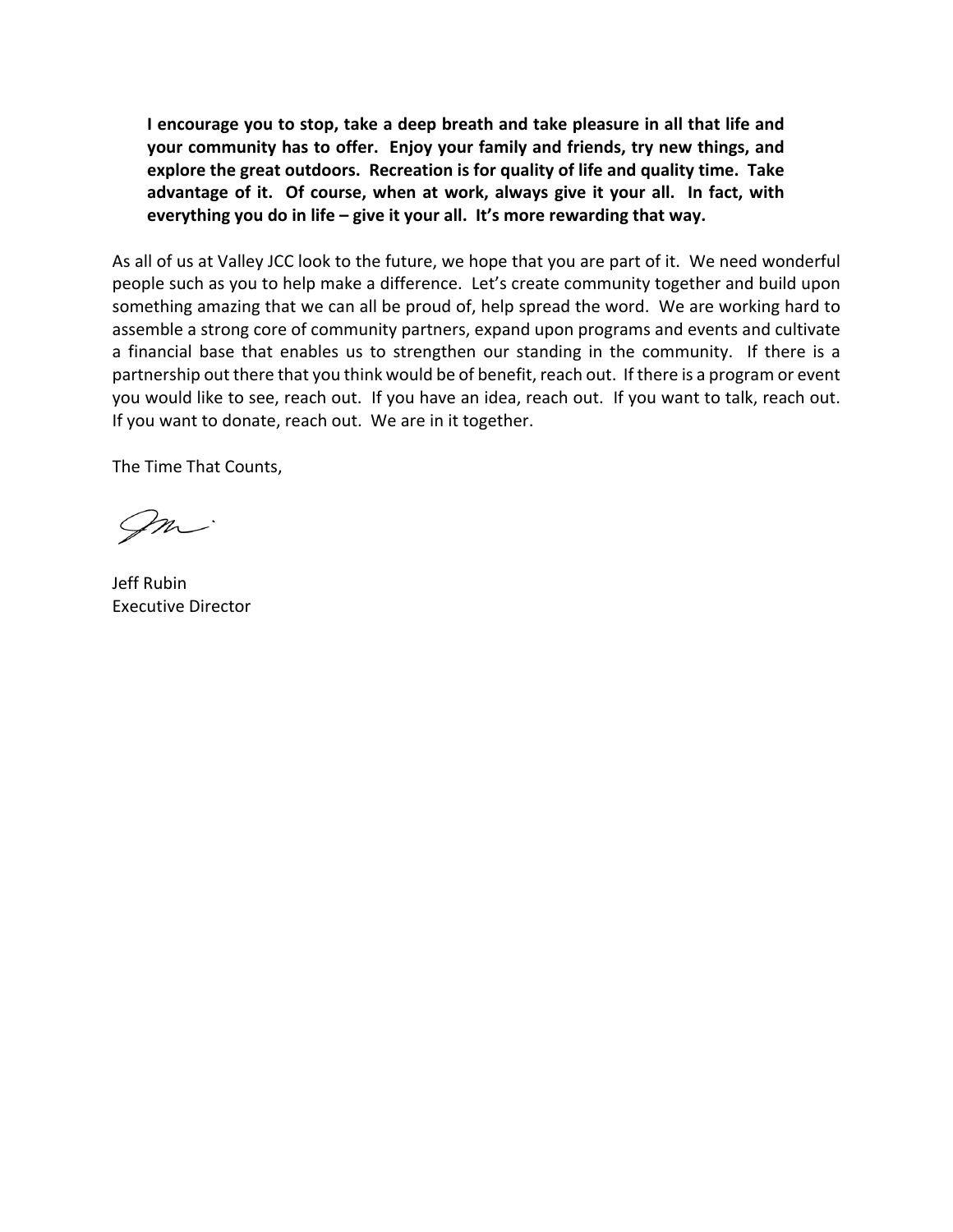**I encourage you to stop, take a deep breath and take pleasure in all that life and your community has to offer. Enjoy your family and friends, try new things, and explore the great outdoors. Recreation is for quality of life and quality time. Take advantage of it. Of course, when at work, always give it your all. In fact, with everything you do in life – give it your all. It's more rewarding that way.**

As all of us at Valley JCC look to the future, we hope that you are part of it. We need wonderful people such as you to help make a difference. Let's create community together and build upon something amazing that we can all be proud of, help spread the word. We are working hard to assemble a strong core of community partners, expand upon programs and events and cultivate a financial base that enables us to strengthen our standing in the community. If there is a partnership out there that you think would be of benefit, reach out. If there is a program or event you would like to see, reach out. If you have an idea, reach out. If you want to talk, reach out. If you want to donate, reach out. We are in it together.

The Time That Counts,

Jeff Rubin
Executive Director